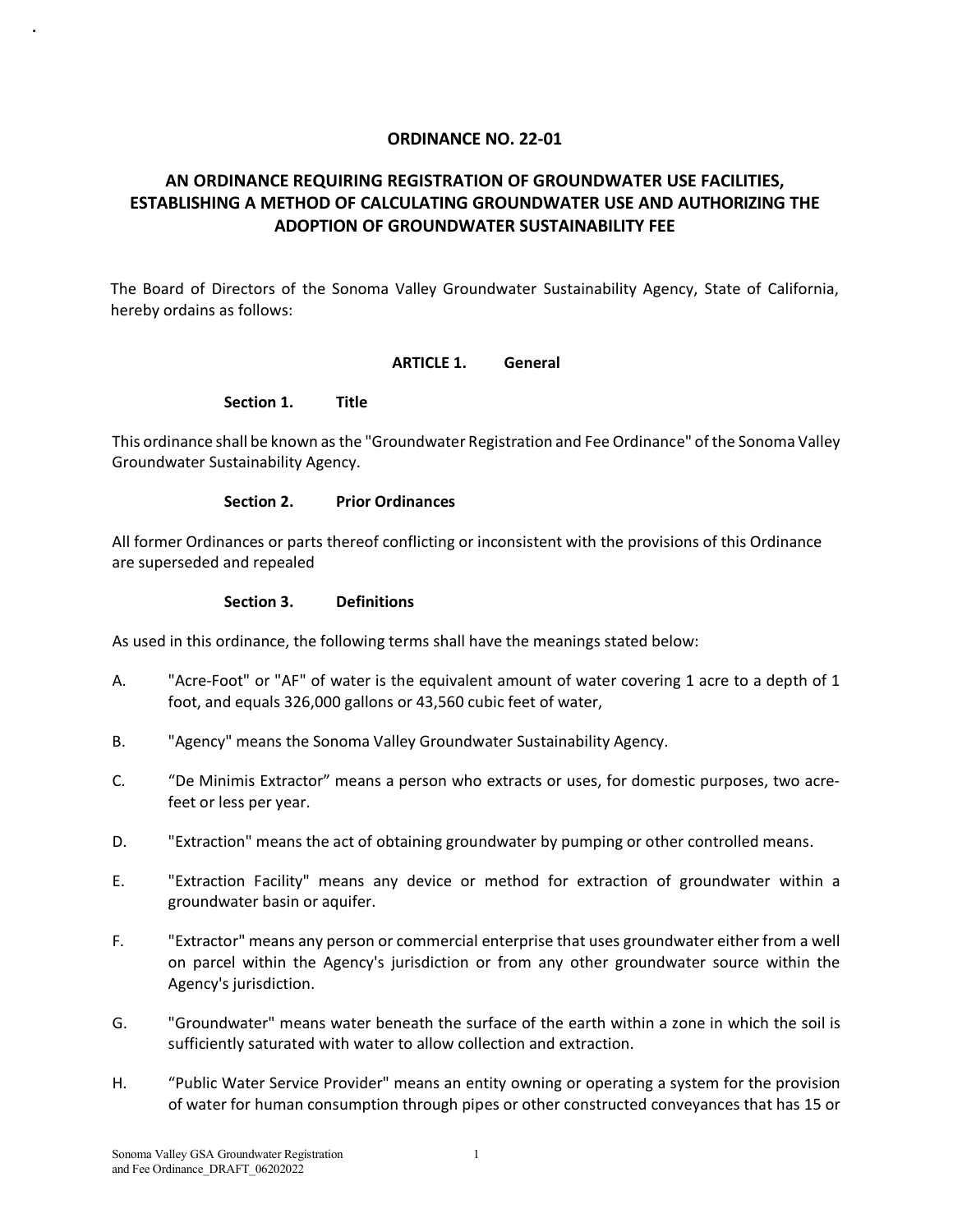# ORDINANCE NO. 22-01

## AN ORDINANCE REQUIRING REGISTRATION OF GROUNDWATER USE FACILITIES, ESTABLISHING A METHOD OF CALCULATING GROUNDWATER USE AND AUTHORIZING THE ADOPTION OF GROUNDWATER SUSTAINABILITY FEE

The Board of Directors of the Sonoma Valley Groundwater Sustainability Agency, State of California, hereby ordains as follows:

### ARTICLE 1. General

#### Section 1. Title

This ordinance shall be known as the "Groundwater Registration and Fee Ordinance" of the Sonoma Valley Groundwater Sustainability Agency.

#### Section 2. Prior Ordinances

All former Ordinances or parts thereof conflicting or inconsistent with the provisions of this Ordinance are superseded and repealed

#### Section 3. Definitions

As used in this ordinance, the following terms shall have the meanings stated below:

A. "Acre-Foot" or "AF" of water is the equivalent amount of water covering 1 acre to a depth of 1 foot, and equals 326,000 gallons or 43,560 cubic feet of water,

B. "Agency" means the Sonoma Valley Groundwater Sustainability Agency.

C. "De Minimis Extractor" means a person who extracts or uses, for domestic purposes, two acre-feet or less per year.

D. "Extraction" means the act of obtaining groundwater by pumping or other controlled means.

E. "Extraction Facility" means any device or method for extraction of groundwater within a groundwater basin or aquifer.

F. "Extractor" means any person or commercial enterprise that uses groundwater either from a well on parcel within the Agency's jurisdiction or from any other groundwater source within the Agency's jurisdiction.

G. "Groundwater" means water beneath the surface of the earth within a zone in which the soil is sufficiently saturated with water to allow collection and extraction.

H. "Public Water Service Provider" means an entity owning or operating a system for the provision of water for human consumption through pipes or other constructed conveyances that has 15 or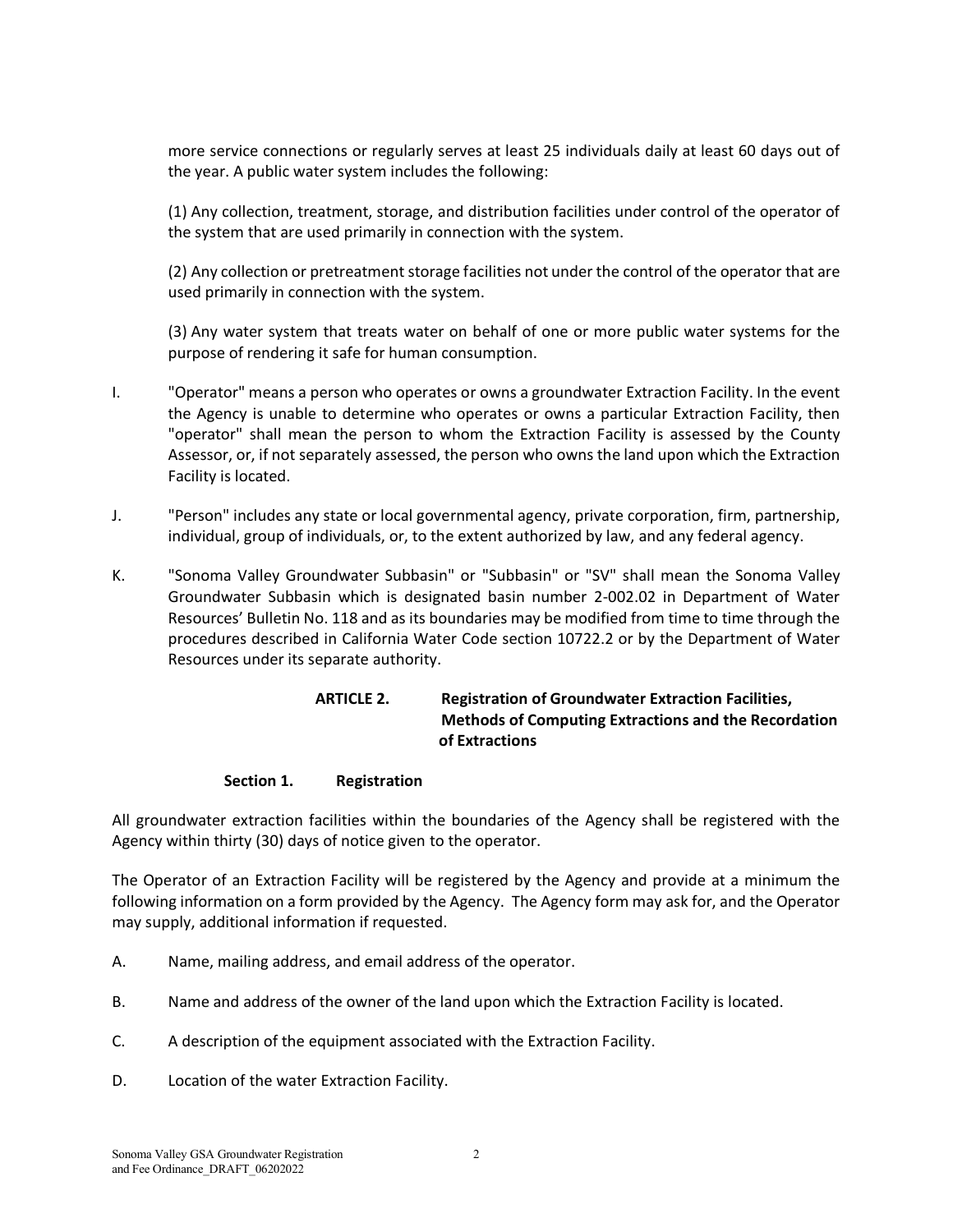more service connections or regularly serves at least 25 individuals daily at least 60 days out of the year. A public water system includes the following:

(1) Any collection, treatment, storage, and distribution facilities under control of the operator of the system that are used primarily in connection with the system.

(2) Any collection or pretreatment storage facilities not under the control of the operator that are used primarily in connection with the system.

(3) Any water system that treats water on behalf of one or more public water systems for the purpose of rendering it safe for human consumption.

I. "Operator" means a person who operates or owns a groundwater Extraction Facility. In the event the Agency is unable to determine who operates or owns a particular Extraction Facility, then "operator" shall mean the person to whom the Extraction Facility is assessed by the County Assessor, or, if not separately assessed, the person who owns the land upon which the Extraction Facility is located.

J. "Person" includes any state or local governmental agency, private corporation, firm, partnership, individual, group of individuals, or, to the extent authorized by law, and any federal agency.

K. "Sonoma Valley Groundwater Subbasin" or "Subbasin" or "SV" shall mean the Sonoma Valley Groundwater Subbasin which is designated basin number 2-002.02 in Department of Water Resources' Bulletin No. 118 and as its boundaries may be modified from time to time through the procedures described in California Water Code section 10722.2 or by the Department of Water Resources under its separate authority.

## ARTICLE 2. Registration of Groundwater Extraction Facilities, Methods of Computing Extractions and the Recordation of Extractions

### Section 1. Registration

All groundwater extraction facilities within the boundaries of the Agency shall be registered with the Agency within thirty (30) days of notice given to the operator.

The Operator of an Extraction Facility will be registered by the Agency and provide at a minimum the following information on a form provided by the Agency. The Agency form may ask for, and the Operator may supply, additional information if requested.

A. Name, mailing address, and email address of the operator.

B. Name and address of the owner of the land upon which the Extraction Facility is located.

C. A description of the equipment associated with the Extraction Facility.

D. Location of the water Extraction Facility.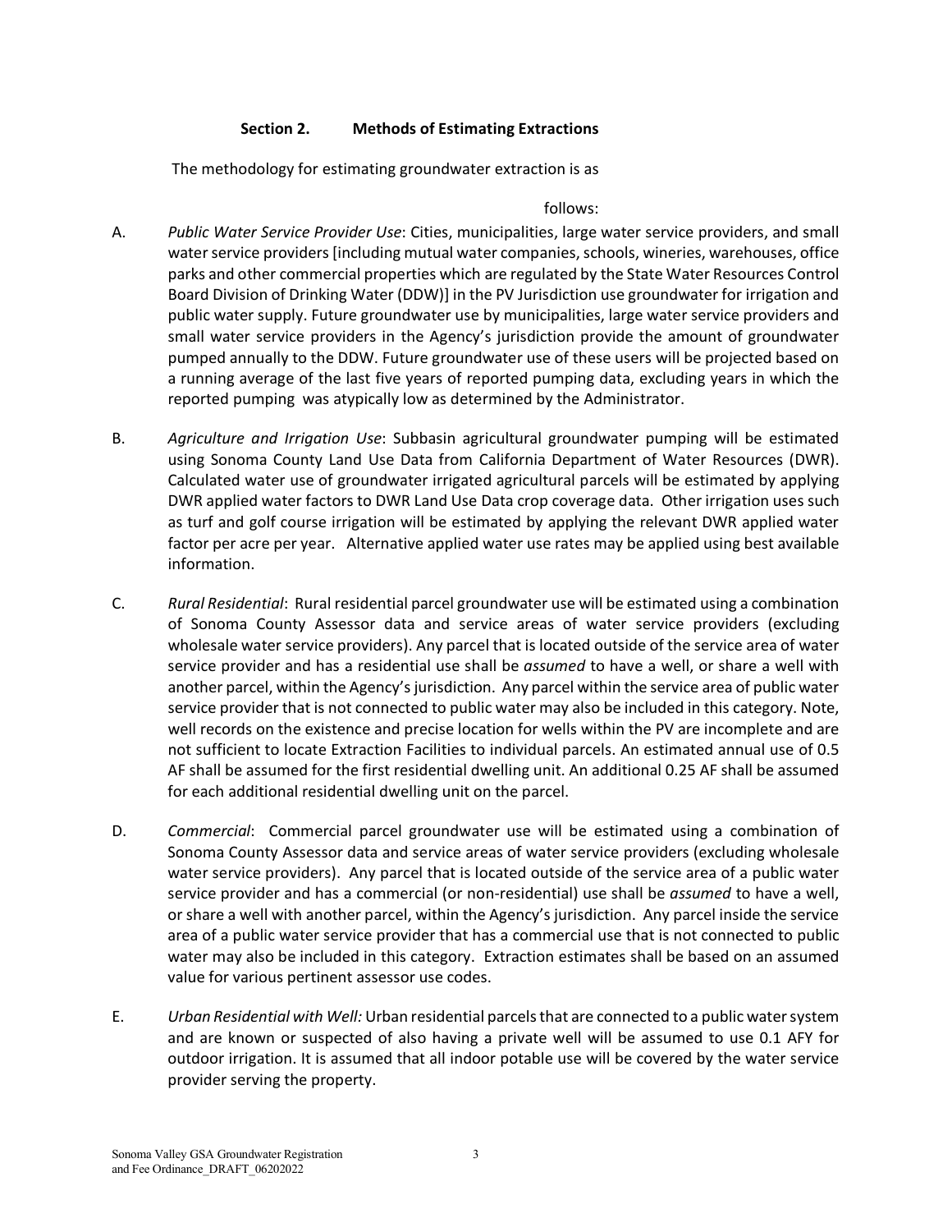## Section 2. Methods of Estimating Extractions

The methodology for estimating groundwater extraction is as follows:

A. *Public Water Service Provider Use*: Cities, municipalities, large water service providers, and small water service providers [including mutual water companies, schools, wineries, warehouses, office parks and other commercial properties which are regulated by the State Water Resources Control Board Division of Drinking Water (DDW)] in the PV Jurisdiction use groundwater for irrigation and public water supply. Future groundwater use by municipalities, large water service providers and small water service providers in the Agency's jurisdiction provide the amount of groundwater pumped annually to the DDW. Future groundwater use of these users will be projected based on a running average of the last five years of reported pumping data, excluding years in which the reported pumping was atypically low as determined by the Administrator.

B. *Agriculture and Irrigation Use*: Subbasin agricultural groundwater pumping will be estimated using Sonoma County Land Use Data from California Department of Water Resources (DWR). Calculated water use of groundwater irrigated agricultural parcels will be estimated by applying DWR applied water factors to DWR Land Use Data crop coverage data. Other irrigation uses such as turf and golf course irrigation will be estimated by applying the relevant DWR applied water factor per acre per year. Alternative applied water use rates may be applied using best available information.

C. *Rural Residential*: Rural residential parcel groundwater use will be estimated using a combination of Sonoma County Assessor data and service areas of water service providers (excluding wholesale water service providers). Any parcel that is located outside of the service area of water service provider and has a residential use shall be *assumed* to have a well, or share a well with another parcel, within the Agency's jurisdiction. Any parcel within the service area of public water service provider that is not connected to public water may also be included in this category. Note, well records on the existence and precise location for wells within the PV are incomplete and are not sufficient to locate Extraction Facilities to individual parcels. An estimated annual use of 0.5 AF shall be assumed for the first residential dwelling unit. An additional 0.25 AF shall be assumed for each additional residential dwelling unit on the parcel.

D. *Commercial*: Commercial parcel groundwater use will be estimated using a combination of Sonoma County Assessor data and service areas of water service providers (excluding wholesale water service providers). Any parcel that is located outside of the service area of a public water service provider and has a commercial (or non-residential) use shall be *assumed* to have a well, or share a well with another parcel, within the Agency's jurisdiction. Any parcel inside the service area of a public water service provider that has a commercial use that is not connected to public water may also be included in this category. Extraction estimates shall be based on an assumed value for various pertinent assessor use codes.

E. *Urban Residential with Well:* Urban residential parcels that are connected to a public water system and are known or suspected of also having a private well will be assumed to use 0.1 AFY for outdoor irrigation. It is assumed that all indoor potable use will be covered by the water service provider serving the property.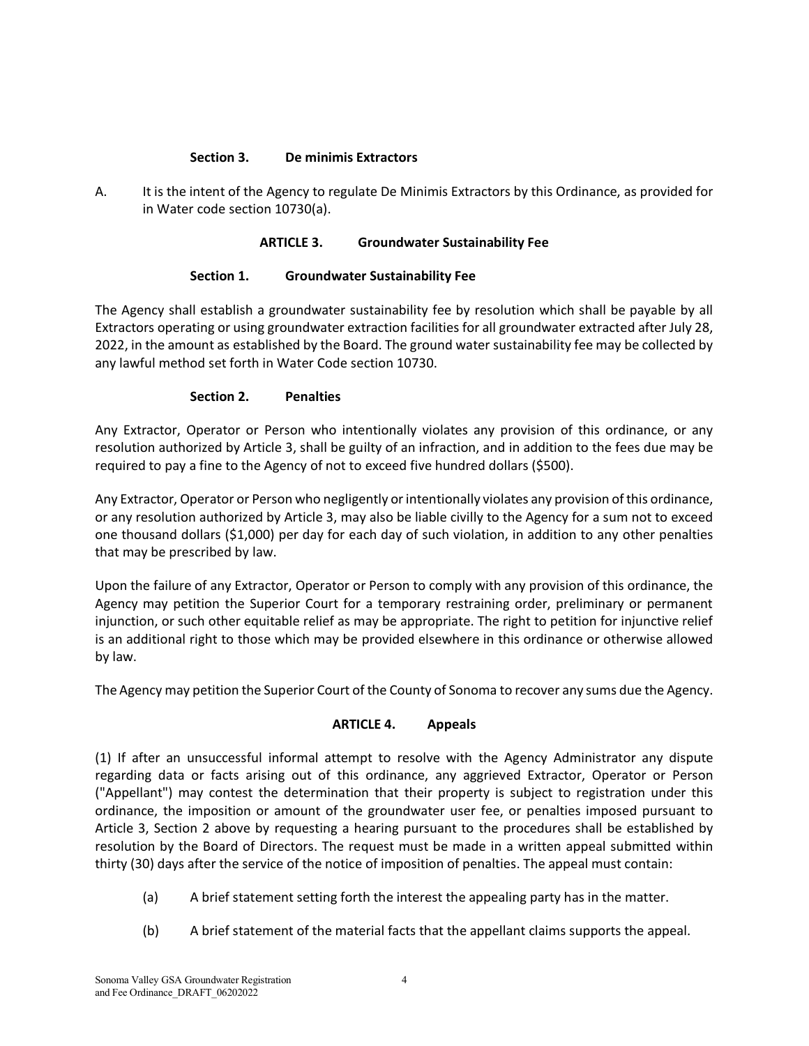### Section 3. De minimis Extractors

A. It is the intent of the Agency to regulate De Minimis Extractors by this Ordinance, as provided for in Water code section 10730(a).

## ARTICLE 3. Groundwater Sustainability Fee

### Section 1. Groundwater Sustainability Fee

The Agency shall establish a groundwater sustainability fee by resolution which shall be payable by all Extractors operating or using groundwater extraction facilities for all groundwater extracted after July 28, 2022, in the amount as established by the Board. The ground water sustainability fee may be collected by any lawful method set forth in Water Code section 10730.

### Section 2. Penalties

Any Extractor, Operator or Person who intentionally violates any provision of this ordinance, or any resolution authorized by Article 3, shall be guilty of an infraction, and in addition to the fees due may be required to pay a fine to the Agency of not to exceed five hundred dollars ($500).

Any Extractor, Operator or Person who negligently or intentionally violates any provision of this ordinance, or any resolution authorized by Article 3, may also be liable civilly to the Agency for a sum not to exceed one thousand dollars ($1,000) per day for each day of such violation, in addition to any other penalties that may be prescribed by law.

Upon the failure of any Extractor, Operator or Person to comply with any provision of this ordinance, the Agency may petition the Superior Court for a temporary restraining order, preliminary or permanent injunction, or such other equitable relief as may be appropriate. The right to petition for injunctive relief is an additional right to those which may be provided elsewhere in this ordinance or otherwise allowed by law.

The Agency may petition the Superior Court of the County of Sonoma to recover any sums due the Agency.

## ARTICLE 4. Appeals

(1) If after an unsuccessful informal attempt to resolve with the Agency Administrator any dispute regarding data or facts arising out of this ordinance, any aggrieved Extractor, Operator or Person ("Appellant") may contest the determination that their property is subject to registration under this ordinance, the imposition or amount of the groundwater user fee, or penalties imposed pursuant to Article 3, Section 2 above by requesting a hearing pursuant to the procedures shall be established by resolution by the Board of Directors. The request must be made in a written appeal submitted within thirty (30) days after the service of the notice of imposition of penalties. The appeal must contain:

(a) A brief statement setting forth the interest the appealing party has in the matter.

(b) A brief statement of the material facts that the appellant claims supports the appeal.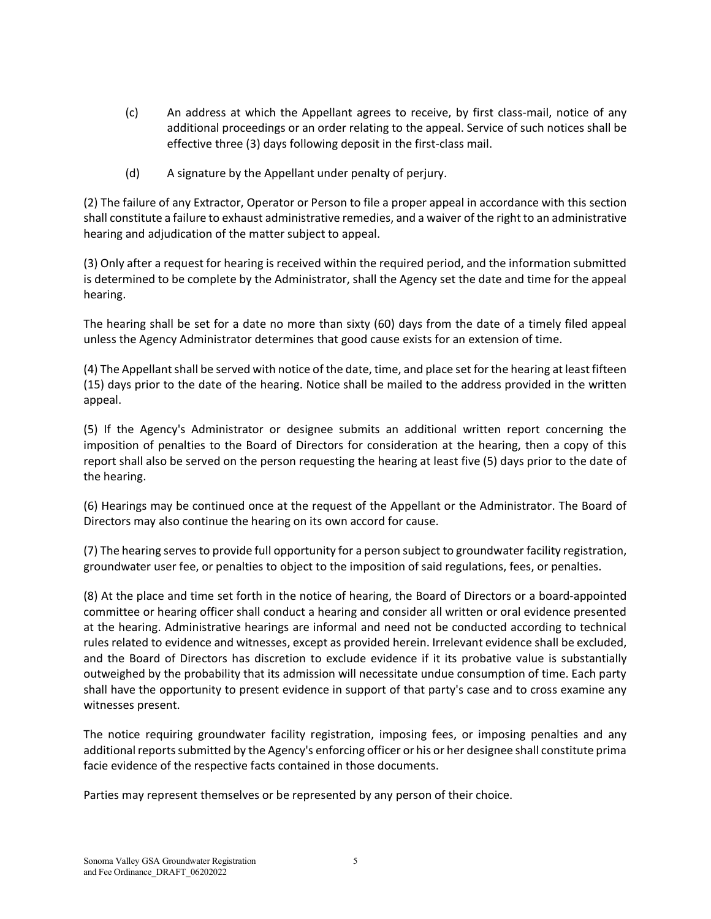(c) An address at which the Appellant agrees to receive, by first class-mail, notice of any additional proceedings or an order relating to the appeal. Service of such notices shall be effective three (3) days following deposit in the first-class mail.

(d) A signature by the Appellant under penalty of perjury.

(2) The failure of any Extractor, Operator or Person to file a proper appeal in accordance with this section shall constitute a failure to exhaust administrative remedies, and a waiver of the right to an administrative hearing and adjudication of the matter subject to appeal.

(3) Only after a request for hearing is received within the required period, and the information submitted is determined to be complete by the Administrator, shall the Agency set the date and time for the appeal hearing.

The hearing shall be set for a date no more than sixty (60) days from the date of a timely filed appeal unless the Agency Administrator determines that good cause exists for an extension of time.

(4) The Appellant shall be served with notice of the date, time, and place set for the hearing at least fifteen (15) days prior to the date of the hearing. Notice shall be mailed to the address provided in the written appeal.

(5) If the Agency's Administrator or designee submits an additional written report concerning the imposition of penalties to the Board of Directors for consideration at the hearing, then a copy of this report shall also be served on the person requesting the hearing at least five (5) days prior to the date of the hearing.

(6) Hearings may be continued once at the request of the Appellant or the Administrator. The Board of Directors may also continue the hearing on its own accord for cause.

(7) The hearing serves to provide full opportunity for a person subject to groundwater facility registration, groundwater user fee, or penalties to object to the imposition of said regulations, fees, or penalties.

(8) At the place and time set forth in the notice of hearing, the Board of Directors or a board-appointed committee or hearing officer shall conduct a hearing and consider all written or oral evidence presented at the hearing. Administrative hearings are informal and need not be conducted according to technical rules related to evidence and witnesses, except as provided herein. Irrelevant evidence shall be excluded, and the Board of Directors has discretion to exclude evidence if it its probative value is substantially outweighed by the probability that its admission will necessitate undue consumption of time. Each party shall have the opportunity to present evidence in support of that party's case and to cross examine any witnesses present.

The notice requiring groundwater facility registration, imposing fees, or imposing penalties and any additional reports submitted by the Agency's enforcing officer or his or her designee shall constitute prima facie evidence of the respective facts contained in those documents.

Parties may represent themselves or be represented by any person of their choice.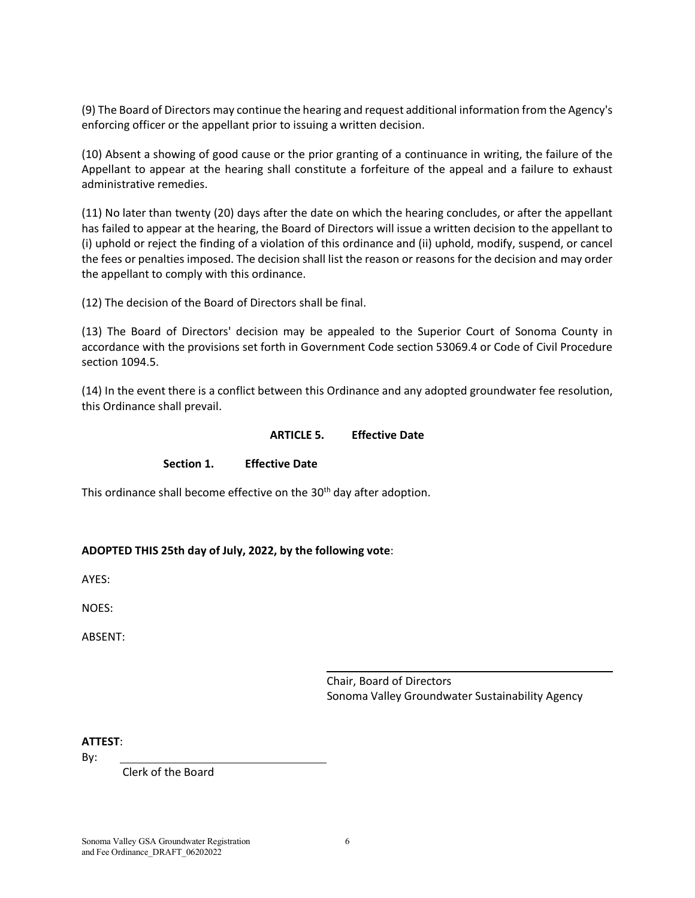(9) The Board of Directors may continue the hearing and request additional information from the Agency's enforcing officer or the appellant prior to issuing a written decision.

(10) Absent a showing of good cause or the prior granting of a continuance in writing, the failure of the Appellant to appear at the hearing shall constitute a forfeiture of the appeal and a failure to exhaust administrative remedies.

(11) No later than twenty (20) days after the date on which the hearing concludes, or after the appellant has failed to appear at the hearing, the Board of Directors will issue a written decision to the appellant to (i) uphold or reject the finding of a violation of this ordinance and (ii) uphold, modify, suspend, or cancel the fees or penalties imposed. The decision shall list the reason or reasons for the decision and may order the appellant to comply with this ordinance.

(12) The decision of the Board of Directors shall be final.

(13) The Board of Directors' decision may be appealed to the Superior Court of Sonoma County in accordance with the provisions set forth in Government Code section 53069.4 or Code of Civil Procedure section 1094.5.

(14) In the event there is a conflict between this Ordinance and any adopted groundwater fee resolution, this Ordinance shall prevail.

## ARTICLE 5. Effective Date

### Section 1. Effective Date

This ordinance shall become effective on the 30th day after adoption.

**ADOPTED THIS 25th day of July, 2022, by the following vote**:

AYES:

NOES:

ABSENT:

\_\_\_\_\_\_\_\_\_\_\_\_\_\_\_\_\_\_\_\_\_\_\_\_\_\_\_\_\_\_\_\_\_\_\_\_\_\_\_\_
Chair, Board of Directors
Sonoma Valley Groundwater Sustainability Agency

**ATTEST**:

By: \_\_\_\_\_\_\_\_\_\_\_\_\_\_\_\_\_\_\_\_\_\_\_\_\_\_\_\_\_\_
Clerk of the Board

Sonoma Valley GSA Groundwater Registration and Fee Ordinance_DRAFT_06202022